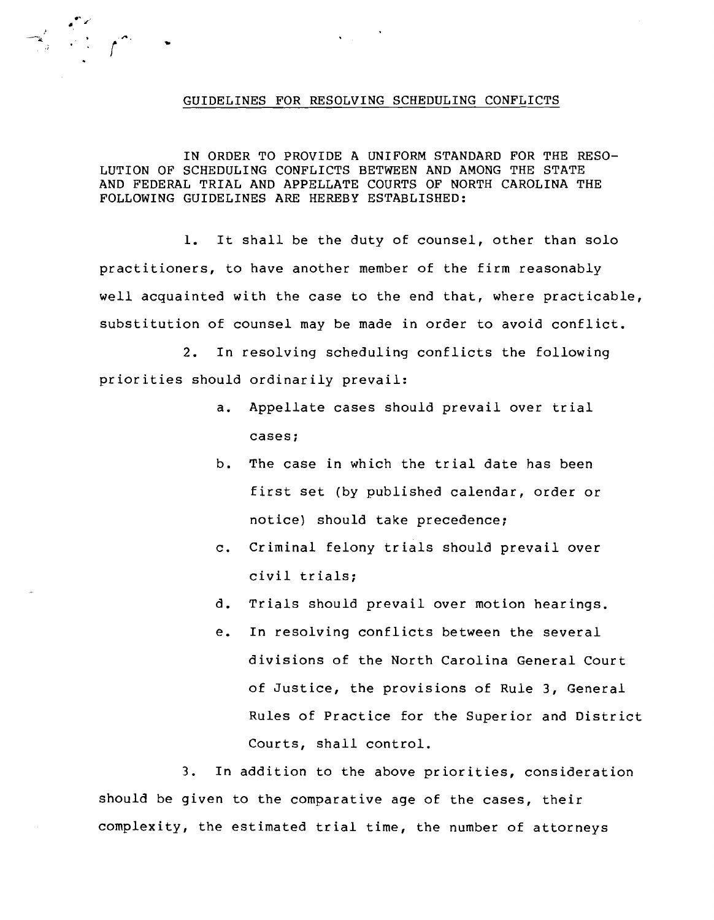## GUIDELINES FOR RESOLVING SCHEDULING CONFLICTS

IN ORDER TO PROVIDE A UNIFORM STANDARD FOR THE RESOLUTION OF SCHEDULING CONFLICTS BETWEEN AND AMONG THE STATE AND FEDERAL TRIAL AND APPELLATE COURTS OF NORTH CAROLINA THE FOLLOWING GUIDELINES ARE HEREBY ESTABLISHED:

1. It shall be the duty of counsel, other than solo practitioners, to have another member of the firm reasonably well acquainted with the case to the end that, where practicable, substitution of counsel may be made in order to avoid conflict.

2. In resolving scheduling conflicts the following priorities should ordinarily prevail:

   a. Appellate cases should prevail over trial cases;

   b. The case in which the trial date has been first set (by published calendar, order or notice) should take precedence;

   c. Criminal felony trials should prevail over civil trials;

   d. Trials should prevail over motion hearings.

   e. In resolving conflicts between the several divisions of the North Carolina General Court of Justice, the provisions of Rule 3, General Rules of Practice for the Superior and District Courts, shall control.

3. In addition to the above priorities, consideration should be given to the comparative age of the cases, their complexity, the estimated trial time, the number of attorneys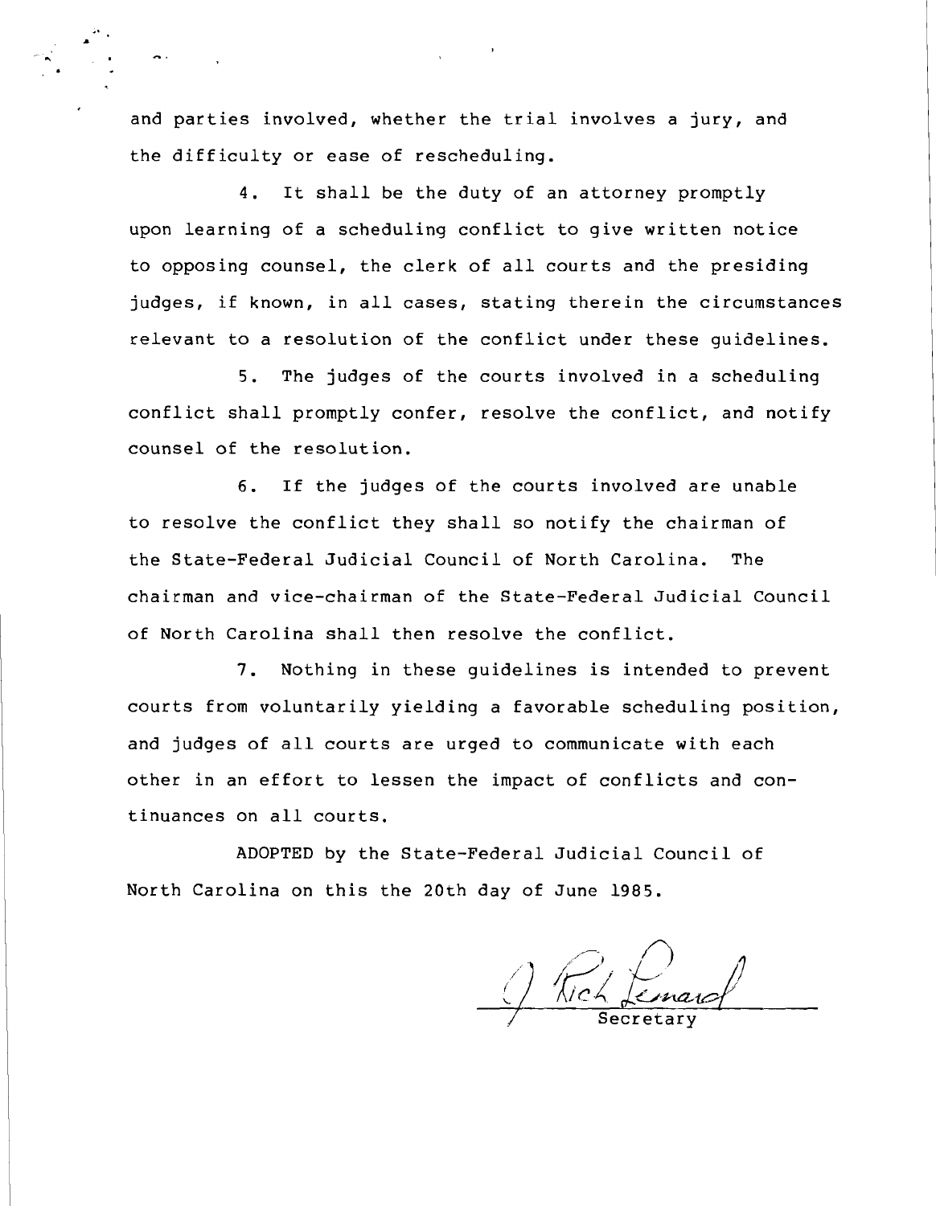and parties involved, whether the trial involves a jury, and the difficulty or ease of rescheduling.

4. It shall be the duty of an attorney promptly upon learning of a scheduling conflict to give written notice to opposing counsel, the clerk of all courts and the presiding judges, if known, in all cases, stating therein the circumstances relevant to a resolution of the conflict under these guidelines.

5. The judges of the courts involved in a scheduling conflict shall promptly confer, resolve the conflict, and notify counsel of the resolution.

6. If the judges of the courts involved are unable to resolve the conflict they shall so notify the chairman of the State-Federal Judicial Council of North Carolina. The chairman and vice-chairman of the State-Federal Judicial Council of North Carolina shall then resolve the conflict.

7. Nothing in these guidelines is intended to prevent courts from voluntarily yielding a favorable scheduling position, and judges of all courts are urged to communicate with each other in an effort to lessen the impact of conflicts and continuances on all courts.

ADOPTED by the State-Federal Judicial Council of North Carolina on this the 20th day of June 1985.

J. Rich Leonard

Secretary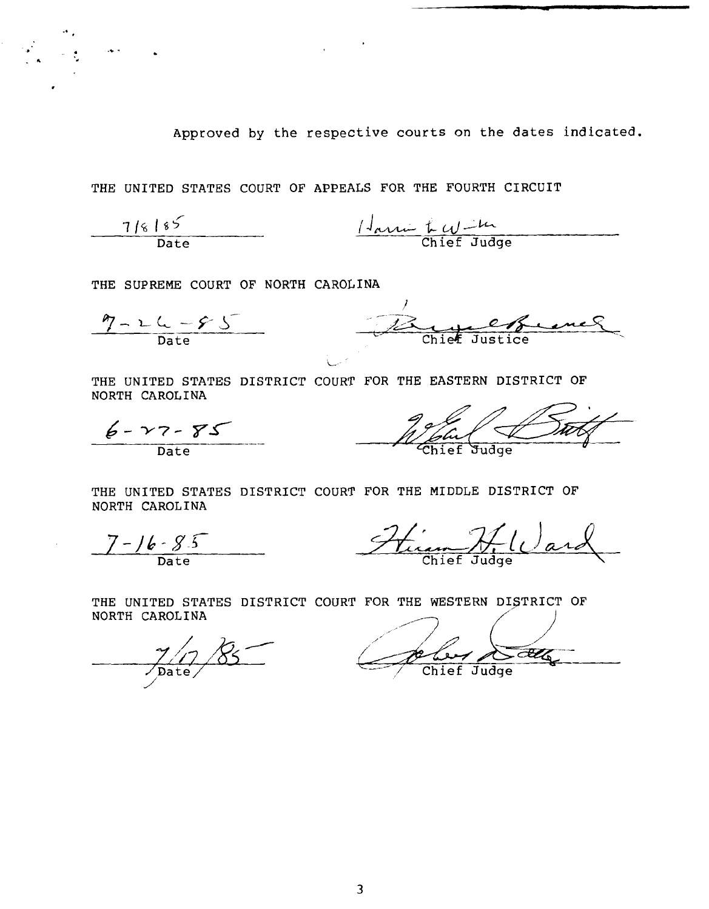Approved by the respective courts on the dates indicated.

THE UNITED STATES COURT OF APPEALS FOR THE FOURTH CIRCUIT

7/8/85 — Date

Harrison L. Winter — Chief Judge

THE SUPREME COURT OF NORTH CAROLINA

7-26-85 — Date

Joseph Branch — Chief Justice

THE UNITED STATES DISTRICT COURT FOR THE EASTERN DISTRICT OF NORTH CAROLINA

6-27-85 — Date

W. Earl Britt — Chief Judge

THE UNITED STATES DISTRICT COURT FOR THE MIDDLE DISTRICT OF NORTH CAROLINA

7-16-85 — Date

Hiram H. Ward — Chief Judge

THE UNITED STATES DISTRICT COURT FOR THE WESTERN DISTRICT OF NORTH CAROLINA

7/17/85 — Date

Woodrow W. Jones — Chief Judge